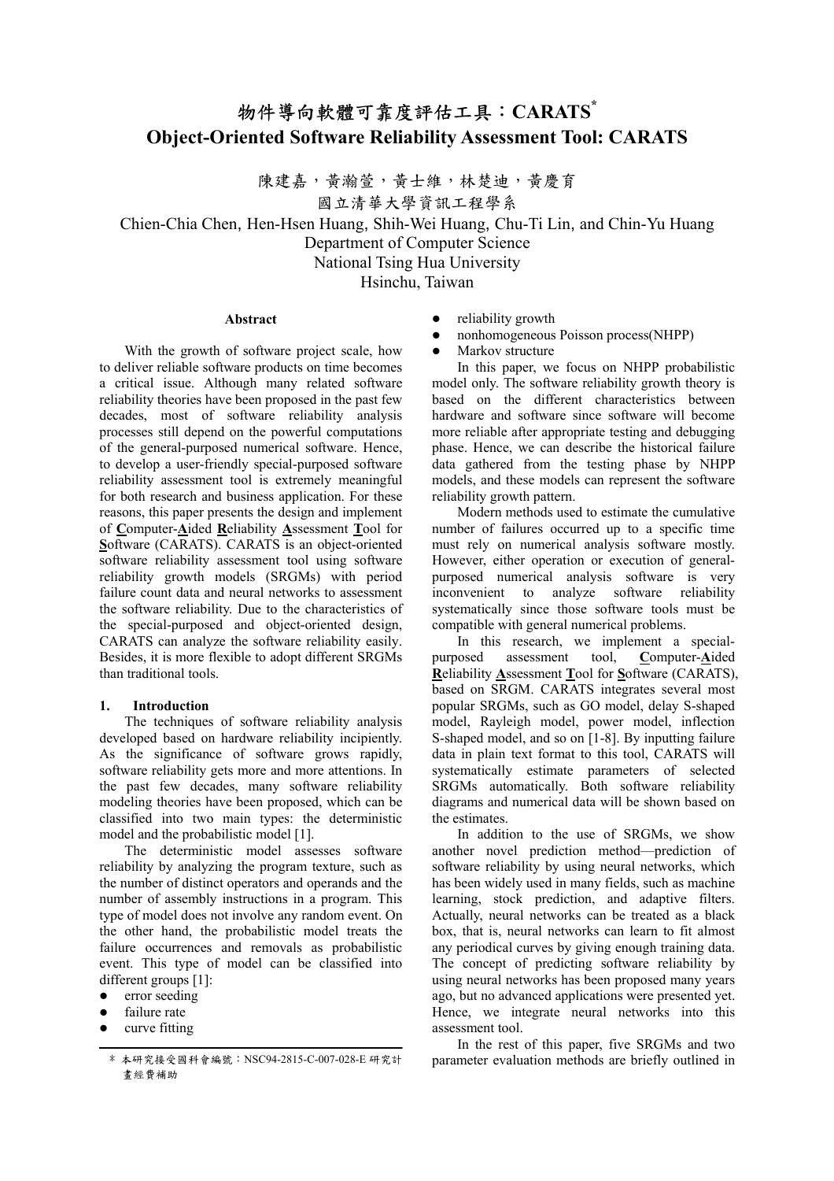# 物件導向軟體可靠度評估工具：CARATS*
# Object-Oriented Software Reliability Assessment Tool: CARATS

陳建嘉，黃瀚萱，黃士維，林楚迪，黃慶育

國立清華大學資訊工程學系

Chien-Chia Chen, Hen-Hsen Huang, Shih-Wei Huang, Chu-Ti Lin, and Chin-Yu Huang

Department of Computer Science

National Tsing Hua University

Hsinchu, Taiwan

### Abstract

With the growth of software project scale, how to deliver reliable software products on time becomes a critical issue. Although many related software reliability theories have been proposed in the past few decades, most of software reliability analysis processes still depend on the powerful computations of the general-purposed numerical software. Hence, to develop a user-friendly special-purposed software reliability assessment tool is extremely meaningful for both research and business application. For these reasons, this paper presents the design and implement of **C**omputer-**A**ided **R**eliability **A**ssessment **T**ool for **S**oftware (CARATS). CARATS is an object-oriented software reliability assessment tool using software reliability growth models (SRGMs) with period failure count data and neural networks to assessment the software reliability. Due to the characteristics of the special-purposed and object-oriented design, CARATS can analyze the software reliability easily. Besides, it is more flexible to adopt different SRGMs than traditional tools.

## 1. Introduction

The techniques of software reliability analysis developed based on hardware reliability incipiently. As the significance of software grows rapidly, software reliability gets more and more attentions. In the past few decades, many software reliability modeling theories have been proposed, which can be classified into two main types: the deterministic model and the probabilistic model [1].

The deterministic model assesses software reliability by analyzing the program texture, such as the number of distinct operators and operands and the number of assembly instructions in a program. This type of model does not involve any random event. On the other hand, the probabilistic model treats the failure occurrences and removals as probabilistic event. This type of model can be classified into different groups [1]:

- error seeding
- failure rate
- curve fitting
- reliability growth
- nonhomogeneous Poisson process(NHPP)
- Markov structure

In this paper, we focus on NHPP probabilistic model only. The software reliability growth theory is based on the different characteristics between hardware and software since software will become more reliable after appropriate testing and debugging phase. Hence, we can describe the historical failure data gathered from the testing phase by NHPP models, and these models can represent the software reliability growth pattern.

Modern methods used to estimate the cumulative number of failures occurred up to a specific time must rely on numerical analysis software mostly. However, either operation or execution of general-purposed numerical analysis software is very inconvenient to analyze software reliability systematically since those software tools must be compatible with general numerical problems.

In this research, we implement a special-purposed assessment tool, **C**omputer-**A**ided **R**eliability **A**ssessment **T**ool for **S**oftware (CARATS), based on SRGM. CARATS integrates several most popular SRGMs, such as GO model, delay S-shaped model, Rayleigh model, power model, inflection S-shaped model, and so on [1-8]. By inputting failure data in plain text format to this tool, CARATS will systematically estimate parameters of selected SRGMs automatically. Both software reliability diagrams and numerical data will be shown based on the estimates.

In addition to the use of SRGMs, we show another novel prediction method—prediction of software reliability by using neural networks, which has been widely used in many fields, such as machine learning, stock prediction, and adaptive filters. Actually, neural networks can be treated as a black box, that is, neural networks can learn to fit almost any periodical curves by giving enough training data. The concept of predicting software reliability by using neural networks has been proposed many years ago, but no advanced applications were presented yet. Hence, we integrate neural networks into this assessment tool.

In the rest of this paper, five SRGMs and two parameter evaluation methods are briefly outlined in

---

* 本研究接受國科會編號：NSC94-2815-C-007-028-E 研究計畫經費補助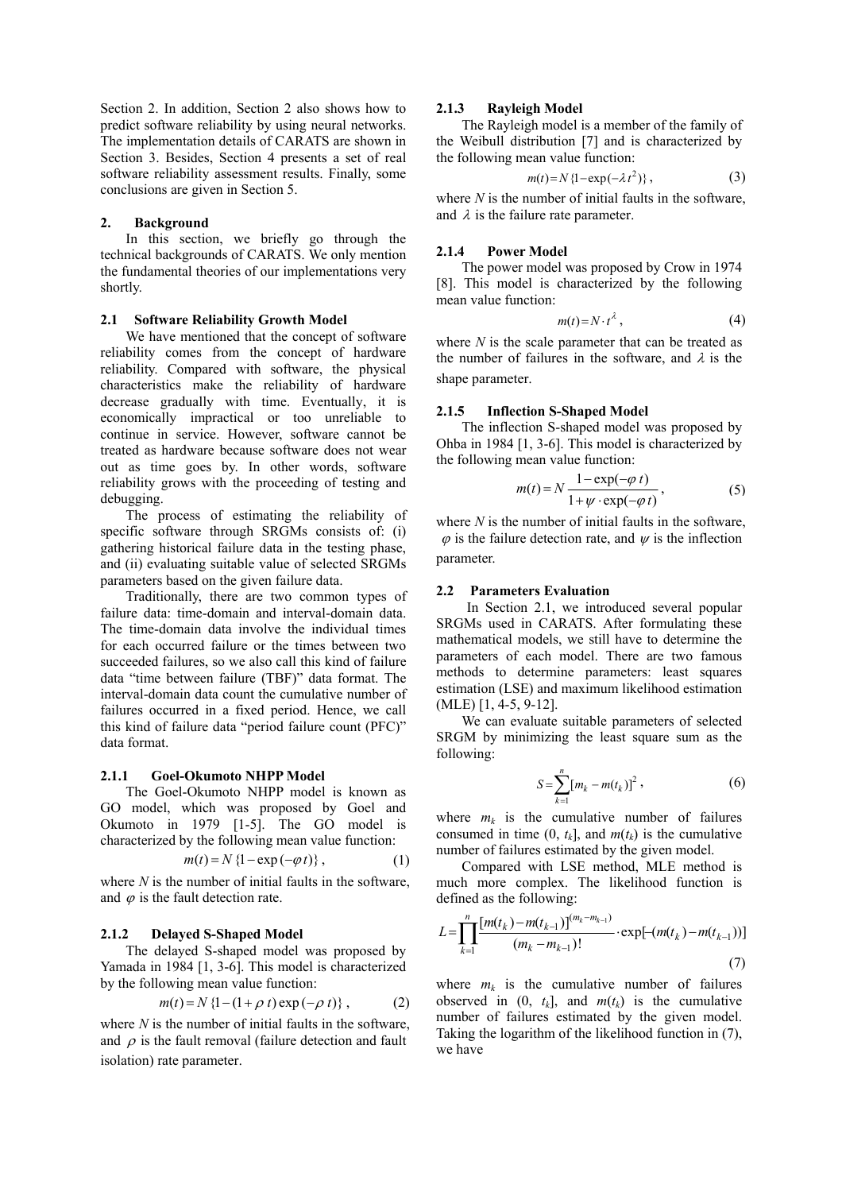Section 2. In addition, Section 2 also shows how to predict software reliability by using neural networks. The implementation details of CARATS are shown in Section 3. Besides, Section 4 presents a set of real software reliability assessment results. Finally, some conclusions are given in Section 5.

## 2. Background

In this section, we briefly go through the technical backgrounds of CARATS. We only mention the fundamental theories of our implementations very shortly.

### 2.1 Software Reliability Growth Model

We have mentioned that the concept of software reliability comes from the concept of hardware reliability. Compared with software, the physical characteristics make the reliability of hardware decrease gradually with time. Eventually, it is economically impractical or too unreliable to continue in service. However, software cannot be treated as hardware because software does not wear out as time goes by. In other words, software reliability grows with the proceeding of testing and debugging.

The process of estimating the reliability of specific software through SRGMs consists of: (i) gathering historical failure data in the testing phase, and (ii) evaluating suitable value of selected SRGMs parameters based on the given failure data.

Traditionally, there are two common types of failure data: time-domain and interval-domain data. The time-domain data involve the individual times for each occurred failure or the times between two succeeded failures, so we also call this kind of failure data "time between failure (TBF)" data format. The interval-domain data count the cumulative number of failures occurred in a fixed period. Hence, we call this kind of failure data "period failure count (PFC)" data format.

#### 2.1.1 Goel-Okumoto NHPP Model

The Goel-Okumoto NHPP model is known as GO model, which was proposed by Goel and Okumoto in 1979 [1-5]. The GO model is characterized by the following mean value function:

$$m(t) = N\{1 - \exp(-\varphi t)\}, \quad (1)$$

where $N$ is the number of initial faults in the software, and $\varphi$ is the fault detection rate.

#### 2.1.2 Delayed S-Shaped Model

The delayed S-shaped model was proposed by Yamada in 1984 [1, 3-6]. This model is characterized by the following mean value function:

$$m(t) = N\{1 - (1 + \rho\, t)\exp(-\rho\, t)\}, \quad (2)$$

where $N$ is the number of initial faults in the software, and $\rho$ is the fault removal (failure detection and fault isolation) rate parameter.

#### 2.1.3 Rayleigh Model

The Rayleigh model is a member of the family of the Weibull distribution [7] and is characterized by the following mean value function:

$$m(t) = N\{1 - \exp(-\lambda t^2)\}, \quad (3)$$

where $N$ is the number of initial faults in the software, and $\lambda$ is the failure rate parameter.

#### 2.1.4 Power Model

The power model was proposed by Crow in 1974 [8]. This model is characterized by the following mean value function:

$$m(t) = N \cdot t^{\lambda}, \quad (4)$$

where $N$ is the scale parameter that can be treated as the number of failures in the software, and $\lambda$ is the shape parameter.

#### 2.1.5 Inflection S-Shaped Model

The inflection S-shaped model was proposed by Ohba in 1984 [1, 3-6]. This model is characterized by the following mean value function:

$$m(t) = N\frac{1 - \exp(-\varphi\, t)}{1 + \psi \cdot \exp(-\varphi\, t)}, \quad (5)$$

where $N$ is the number of initial faults in the software, $\varphi$ is the failure detection rate, and $\psi$ is the inflection parameter.

### 2.2 Parameters Evaluation

In Section 2.1, we introduced several popular SRGMs used in CARATS. After formulating these mathematical models, we still have to determine the parameters of each model. There are two famous methods to determine parameters: least squares estimation (LSE) and maximum likelihood estimation (MLE) [1, 4-5, 9-12].

We can evaluate suitable parameters of selected SRGM by minimizing the least square sum as the following:

$$S = \sum_{k=1}^{n}[m_k - m(t_k)]^2, \quad (6)$$

where $m_k$ is the cumulative number of failures consumed in time $(0, t_k]$, and $m(t_k)$ is the cumulative number of failures estimated by the given model.

Compared with LSE method, MLE method is much more complex. The likelihood function is defined as the following:

$$L = \prod_{k=1}^{n}\frac{[m(t_k) - m(t_{k-1})]^{(m_k - m_{k-1})}}{(m_k - m_{k-1})!} \cdot \exp[-(m(t_k) - m(t_{k-1}))] \quad (7)$$

where $m_k$ is the cumulative number of failures observed in $(0, t_k]$, and $m(t_k)$ is the cumulative number of failures estimated by the given model. Taking the logarithm of the likelihood function in (7), we have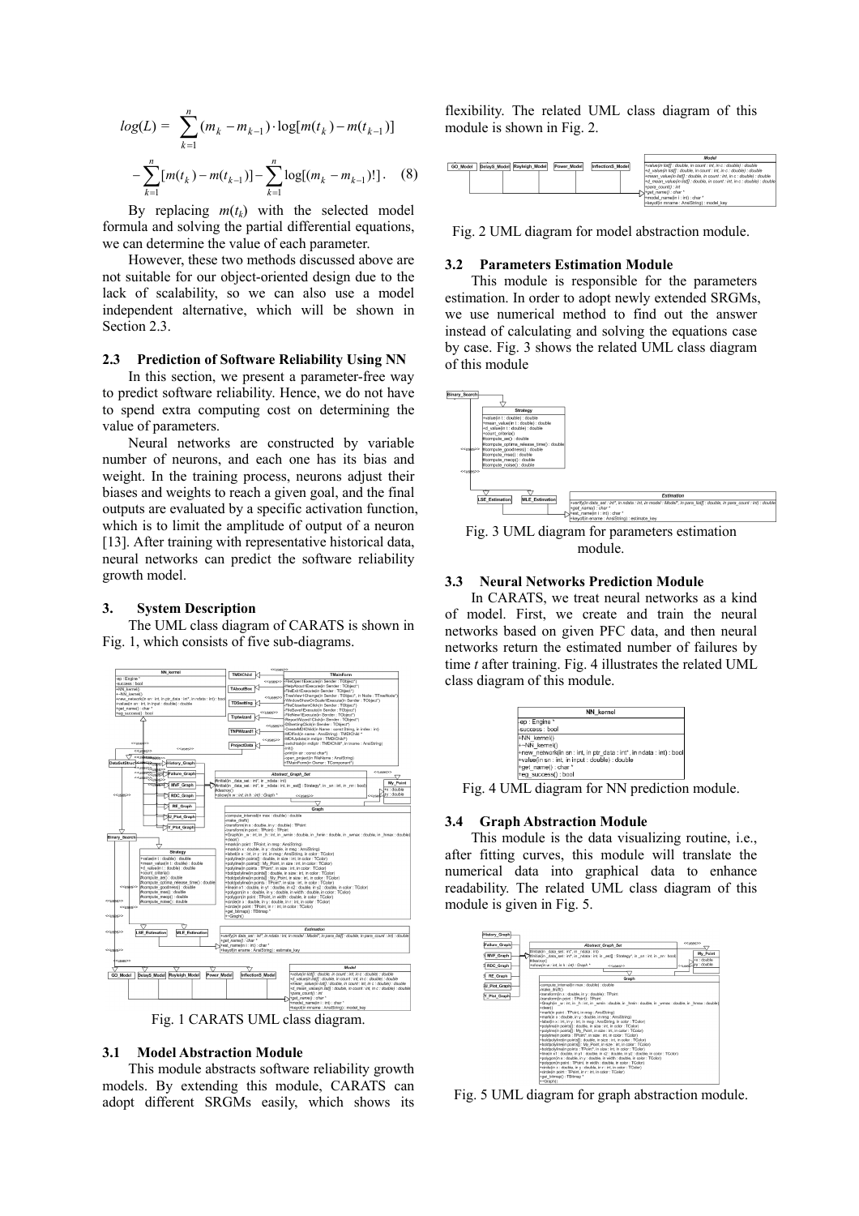$$log(L) = \sum_{k=1}^{n} (m_k - m_{k-1}) \cdot \log[m(t_k) - m(t_{k-1})]$$

$$-\sum_{k=1}^{n} [m(t_k) - m(t_{k-1})] - \sum_{k=1}^{n} \log[(m_k - m_{k-1})!] . \quad (8)$$

By replacing $m(t_k)$ with the selected model formula and solving the partial differential equations, we can determine the value of each parameter.

However, these two methods discussed above are not suitable for our object-oriented design due to the lack of scalability, so we can also use a model independent alternative, which will be shown in Section 2.3.

### 2.3 Prediction of Software Reliability Using NN

In this section, we present a parameter-free way to predict software reliability. Hence, we do not have to spend extra computing cost on determining the value of parameters.

Neural networks are constructed by variable number of neurons, and each one has its bias and weight. In the training process, neurons adjust their biases and weights to reach a given goal, and the final outputs are evaluated by a specific activation function, which is to limit the amplitude of output of a neuron [13]. After training with representative historical data, neural networks can predict the software reliability growth model.

## 3. System Description

The UML class diagram of CARATS is shown in Fig. 1, which consists of five sub-diagrams.

Fig. 1 CARATS UML class diagram.

### 3.1 Model Abstraction Module

This module abstracts software reliability growth models. By extending this module, CARATS can adopt different SRGMs easily, which shows its flexibility. The related UML class diagram of this module is shown in Fig. 2.

Fig. 2 UML diagram for model abstraction module.

### 3.2 Parameters Estimation Module

This module is responsible for the parameters estimation. In order to adopt newly extended SRGMs, we use numerical method to find out the answer instead of calculating and solving the equations case by case. Fig. 3 shows the related UML class diagram of this module

Fig. 3 UML diagram for parameters estimation module.

### 3.3 Neural Networks Prediction Module

In CARATS, we treat neural networks as a kind of model. First, we create and train the neural networks based on given PFC data, and then neural networks return the estimated number of failures by time $t$ after training. Fig. 4 illustrates the related UML class diagram of this module.

Fig. 4 UML diagram for NN prediction module.

### 3.4 Graph Abstraction Module

This module is the data visualizing routine, i.e., after fitting curves, this module will translate the numerical data into graphical data to enhance readability. The related UML class diagram of this module is given in Fig. 5.

Fig. 5 UML diagram for graph abstraction module.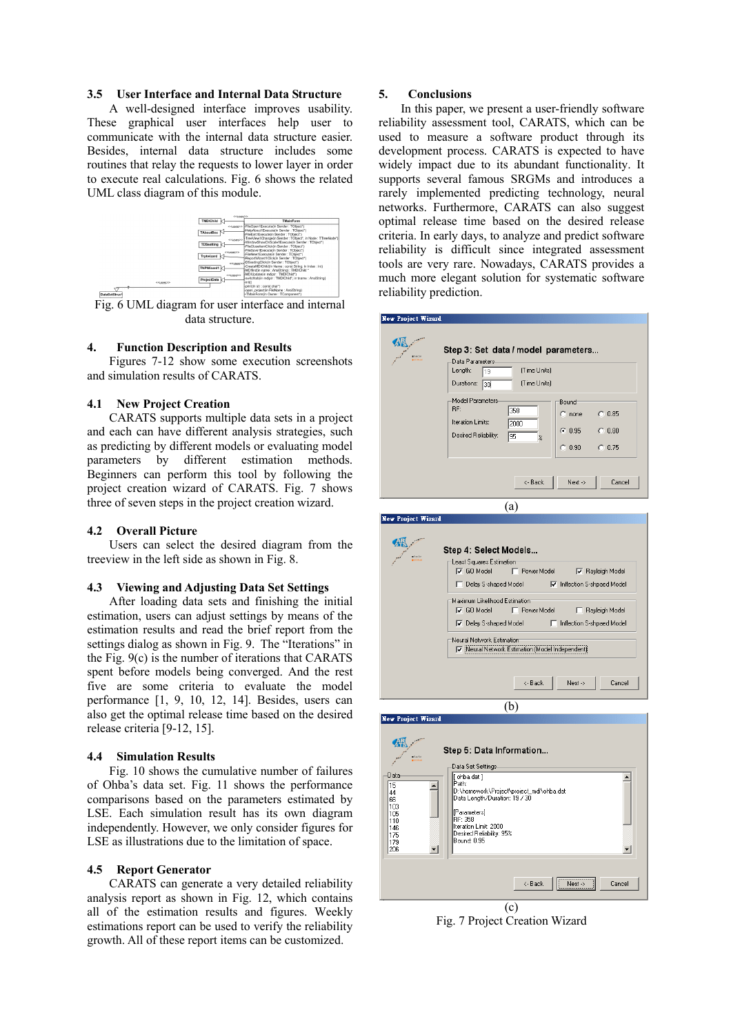### 3.5 User Interface and Internal Data Structure

A well-designed interface improves usability. These graphical user interfaces help user to communicate with the internal data structure easier. Besides, internal data structure includes some routines that relay the requests to lower layer in order to execute real calculations. Fig. 6 shows the related UML class diagram of this module.

Fig. 6 UML diagram for user interface and internal data structure.

## 4. Function Description and Results

Figures 7-12 show some execution screenshots and simulation results of CARATS.

### 4.1 New Project Creation

CARATS supports multiple data sets in a project and each can have different analysis strategies, such as predicting by different models or evaluating model parameters by different estimation methods. Beginners can perform this tool by following the project creation wizard of CARATS. Fig. 7 shows three of seven steps in the project creation wizard.

### 4.2 Overall Picture

Users can select the desired diagram from the treeview in the left side as shown in Fig. 8.

### 4.3 Viewing and Adjusting Data Set Settings

After loading data sets and finishing the initial estimation, users can adjust settings by means of the estimation results and read the brief report from the settings dialog as shown in Fig. 9. The "Iterations" in the Fig. 9(c) is the number of iterations that CARATS spent before models being converged. And the rest five are some criteria to evaluate the model performance [1, 9, 10, 12, 14]. Besides, users can also get the optimal release time based on the desired release criteria [9-12, 15].

### 4.4 Simulation Results

Fig. 10 shows the cumulative number of failures of Ohba's data set. Fig. 11 shows the performance comparisons based on the parameters estimated by LSE. Each simulation result has its own diagram independently. However, we only consider figures for LSE as illustrations due to the limitation of space.

### 4.5 Report Generator

CARATS can generate a very detailed reliability analysis report as shown in Fig. 12, which contains all of the estimation results and report items. Weekly estimations report can be used to verify the reliability growth. All of these report items can be customized.

## 5. Conclusions

In this paper, we present a user-friendly software reliability assessment tool, CARATS, which can be used to measure a software product through its development process. CARATS is expected to have widely impact due to its abundant functionality. It supports several famous SRGMs and introduces a rarely implemented predicting technology, neural networks. Furthermore, CARATS can also suggest optimal release time based on the desired release criteria. In early days, to analyze and predict software reliability is difficult since integrated assessment tools are very rare. Nowadays, CARATS provides a much more elegant solution for systematic software reliability prediction.

(a)

(b)

(c)

Fig. 7 Project Creation Wizard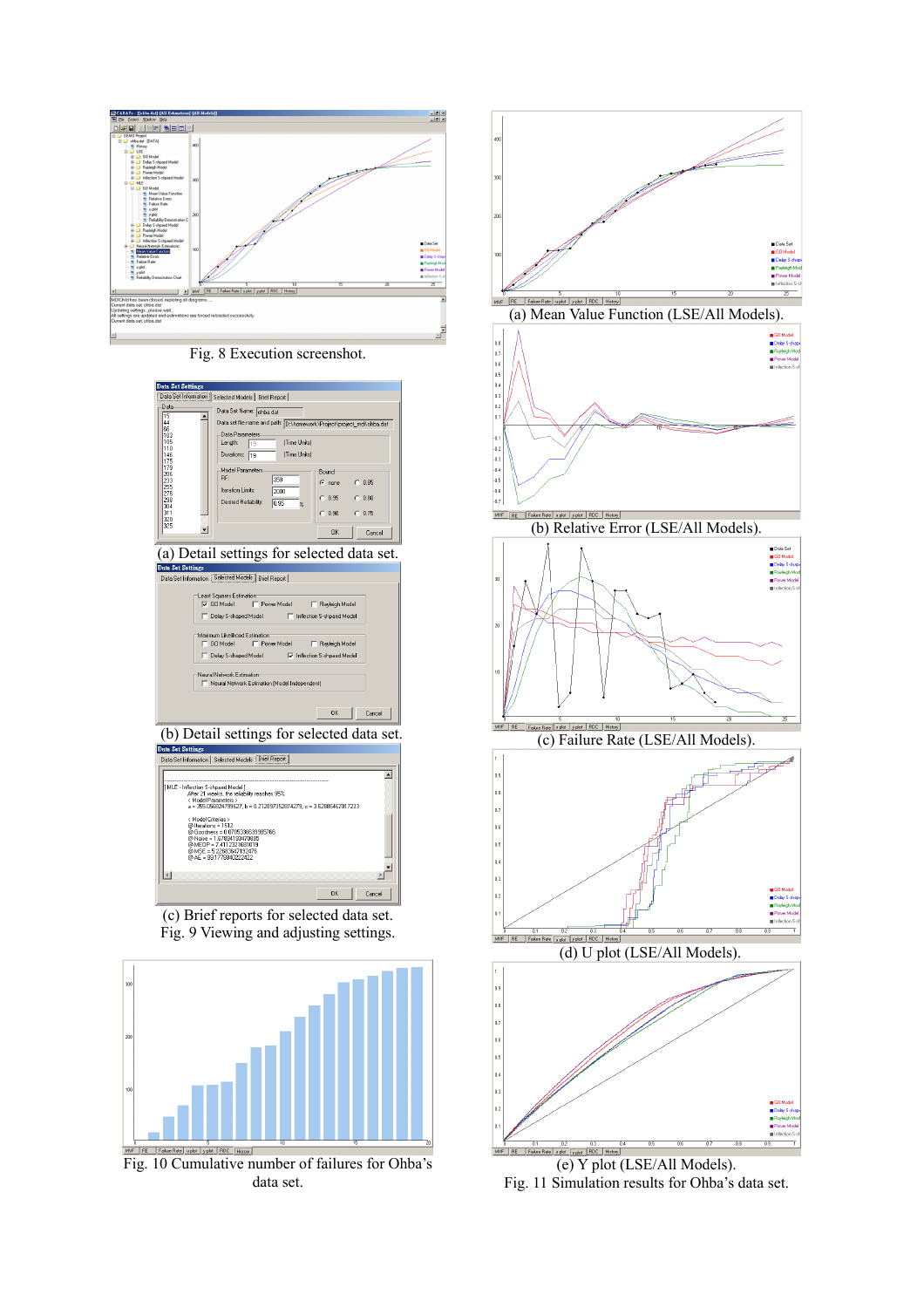Fig. 8 Execution screenshot.

(a) Detail settings for selected data set.

(b) Detail settings for selected data set.

(c) Brief reports for selected data set.

Fig. 9 Viewing and adjusting settings.

Fig. 10 Cumulative number of failures for Ohba's data set.

(a) Mean Value Function (LSE/All Models).

(b) Relative Error (LSE/All Models).

(c) Failure Rate (LSE/All Models).

(d) U plot (LSE/All Models).

(e) Y plot (LSE/All Models).

Fig. 11 Simulation results for Ohba's data set.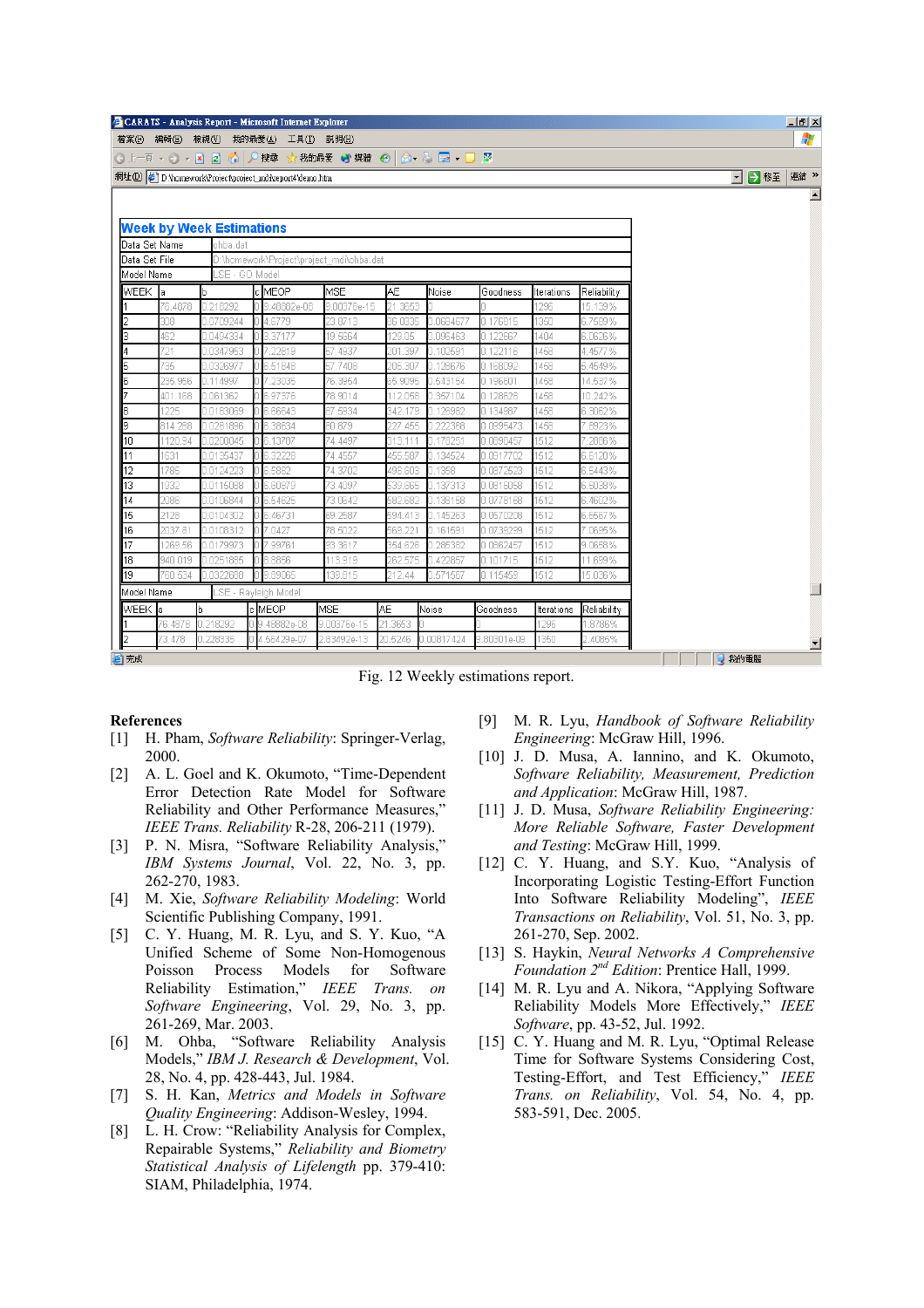**Week by Week Estimations**

| Data Set Name | ohba.dat |
|---|---|
| Data Set File | D:\homework\Project\project_mdi\ohba.dat |
| Model Name | LSE - GO Model |

| WEEK | a | b | c | MEOP | MSE | AE | Noise | Goodness | Iterations | Reliability |
|---|---|---|---|---|---|---|---|---|---|---|
| 1 | 76.4878 | 0.218292 | 0 | 9.46882e-08 | 9.00376e-15 | 21.3653 | 0 | 0 | 1296 | 15.139% |
| 2 | 308 | 0.0709244 | 0 | 4.6779 | 23.8713 | 56.0335 | 0.0684677 | 0.176815 | 1350 | 6.7589% |
| 3 | 462 | 0.0484334 | 0 | 5.37177 | 19.5864 | 129.05 | 0.095463 | 0.122667 | 1404 | 6.0626% |
| 4 | 721 | 0.0347953 | 0 | 7.22819 | 57.4937 | 201.397 | 0.102591 | 0.122116 | 1458 | 4.4577% |
| 5 | 735 | 0.0326977 | 0 | 6.51848 | 57.7408 | 205.307 | 0.129676 | 0.168092 | 1458 | 4.4649% |
| 6 | 235.956 | 0.114997 | 0 | 7.23035 | 76.3954 | 65.9095 | 0.543154 | 0.196801 | 1458 | 14.537% |
| 7 | 401.188 | 0.061362 | 0 | 6.97376 | 78.9014 | 112.058 | 0.357104 | 0.128628 | 1458 | 10.242% |
| 8 | 1225 | 0.0183069 | 0 | 6.66643 | 57.5834 | 342.179 | 0.128982 | 0.134867 | 1458 | 6.5062% |
| 9 | 814.268 | 0.0281896 | 0 | 6.38634 | 50.879 | 227.455 | 0.222368 | 0.0995473 | 1458 | 7.8923% |
| 10 | 1120.94 | 0.0200045 | 0 | 6.13787 | 74.4497 | 313.111 | 0.176251 | 0.0898457 | 1512 | 7.2856% |
| 11 | 1631 | 0.0135437 | 0 | 6.32228 | 74.4557 | 455.587 | 0.134524 | 0.0917702 | 1512 | 6.6120% |
| 12 | 1785 | 0.0124223 | 0 | 6.5862 | 74.3702 | 498.603 | 0.1358 | 0.0872523 | 1512 | 6.5443% |
| 13 | 1932 | 0.0115088 | 0 | 6.80879 | 73.4097 | 539.665 | 0.137313 | 0.0816058 | 1512 | 6.5038% |
| 14 | 2086 | 0.0106844 | 0 | 6.54625 | 73.0642 | 582.682 | 0.138158 | 0.0778188 | 1512 | 6.4602% |
| 15 | 2128 | 0.0104302 | 0 | 6.46731 | 69.2587 | 594.413 | 0.145263 | 0.0570208 | 1512 | 6.6567% |
| 16 | 2037.81 | 0.0108312 | 0 | 7.0427 | 78.5022 | 569.221 | 0.161591 | 0.0739299 | 1512 | 7.0695% |
| 17 | 1269.56 | 0.0179973 | 0 | 7.99761 | 93.3617 | 354.626 | 0.285382 | 0.0862457 | 1512 | 9.0658% |
| 18 | 940.019 | 0.0251865 | 0 | 8.8656 | 113.918 | 262.575 | 0.422857 | 0.101715 | 1512 | 11.699% |
| 19 | 760.534 | 0.0322688 | 0 | 9.89065 | 139.815 | 212.44 | 0.571567 | 0.115459 | 1512 | 15.036% |

| Model Name | LSE - Rayleigh Model |
|---|---|

| WEEK | a | b | c | MEOP | MSE | AE | Noise | Goodness | Iterations | Reliability |
|---|---|---|---|---|---|---|---|---|---|---|
| 1 | 76.4878 | 0.218292 | 0 | 9.46882e-08 | 9.00376e-15 | 21.3653 | 0 | 0 | 1296 | 1.8786% |
| 2 | 73.478 | 0.228335 | 0 | 4.56429e-07 | 2.83492e-13 | 20.5246 | 0.00817424 | 9.80301e-09 | 1350 | 2.4085% |

Fig. 12 Weekly estimations report.

## References

[1] H. Pham, *Software Reliability*: Springer-Verlag, 2000.

[2] A. L. Goel and K. Okumoto, "Time-Dependent Error Detection Rate Model for Software Reliability and Other Performance Measures," *IEEE Trans. Reliability* R-28, 206-211 (1979).

[3] P. N. Misra, "Software Reliability Analysis," *IBM Systems Journal*, Vol. 22, No. 3, pp. 262-270, 1983.

[4] M. Xie, *Software Reliability Modeling*: World Scientific Publishing Company, 1991.

[5] C. Y. Huang, M. R. Lyu, and S. Y. Kuo, "A Unified Scheme of Some Non-Homogenous Poisson Process Models for Software Reliability Estimation," *IEEE Trans. on Software Engineering*, Vol. 29, No. 3, pp. 261-269, Mar. 2003.

[6] M. Ohba, "Software Reliability Analysis Models," *IBM J. Research & Development*, Vol. 28, No. 4, pp. 428-443, Jul. 1984.

[7] S. H. Kan, *Metrics and Models in Software Quality Engineering*: Addison-Wesley, 1994.

[8] L. H. Crow: "Reliability Analysis for Complex, Repairable Systems," *Reliability and Biometry Statistical Analysis of Lifelength* pp. 379-410: SIAM, Philadelphia, 1974.

[9] M. R. Lyu, *Handbook of Software Reliability Engineering*: McGraw Hill, 1996.

[10] J. D. Musa, A. Iannino, and K. Okumoto, *Software Reliability, Measurement, Prediction and Application*: McGraw Hill, 1987.

[11] J. D. Musa, *Software Reliability Engineering: More Reliable Software, Faster Development and Testing*: McGraw Hill, 1999.

[12] C. Y. Huang, and S.Y. Kuo, "Analysis of Incorporating Logistic Testing-Effort Function Into Software Reliability Modeling", *IEEE Transactions on Reliability*, Vol. 51, No. 3, pp. 261-270, Sep. 2002.

[13] S. Haykin, *Neural Networks A Comprehensive Foundation 2nd Edition*: Prentice Hall, 1999.

[14] M. R. Lyu and A. Nikora, "Applying Software Reliability Models More Effectively," *IEEE Software*, pp. 43-52, Jul. 1992.

[15] C. Y. Huang and M. R. Lyu, "Optimal Release Time for Software Systems Considering Cost, Testing-Effort, and Test Efficiency," *IEEE Trans. on Reliability*, Vol. 54, No. 4, pp. 583-591, Dec. 2005.